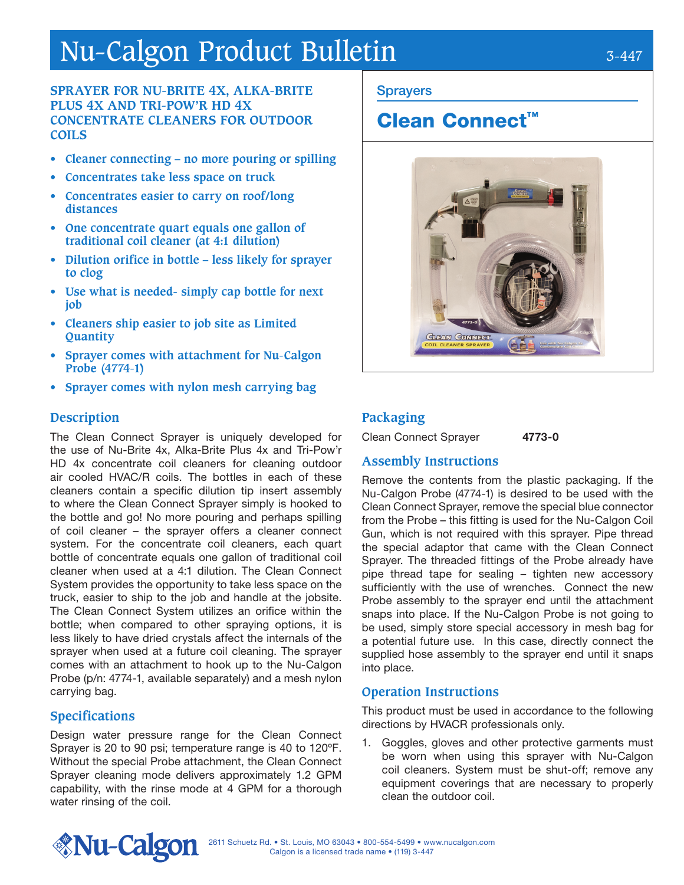# Nu-Calgon Product Bulletin

3-447

## SPRAYER FOR NU-BRITE 4X, ALKA-BRITE PLUS 4X AND TRI-POW'R HD 4X CONCENTRATE CLEANERS FOR OUTDOOR COILS

- Cleaner connecting – no more pouring or spilling
- Concentrates take less space on truck
- Concentrates easier to carry on roof/long distances
- One concentrate quart equals one gallon of traditional coil cleaner (at 4:1 dilution)
- Dilution orifice in bottle – less likely for sprayer to clog
- Use what is needed- simply cap bottle for next job
- Cleaners ship easier to job site as Limited Quantity
- Sprayer comes with attachment for Nu-Calgon Probe (4774-1)
- Sprayer comes with nylon mesh carrying bag

### Description

The Clean Connect Sprayer is uniquely developed for the use of Nu-Brite 4x, Alka-Brite Plus 4x and Tri-Pow'r HD 4x concentrate coil cleaners for cleaning outdoor air cooled HVAC/R coils. The bottles in each of these cleaners contain a specific dilution tip insert assembly to where the Clean Connect Sprayer simply is hooked to the bottle and go! No more pouring and perhaps spilling of coil cleaner – the sprayer offers a cleaner connect system. For the concentrate coil cleaners, each quart bottle of concentrate equals one gallon of traditional coil cleaner when used at a 4:1 dilution. The Clean Connect System provides the opportunity to take less space on the truck, easier to ship to the job and handle at the jobsite. The Clean Connect System utilizes an orifice within the bottle; when compared to other spraying options, it is less likely to have dried crystals affect the internals of the sprayer when used at a future coil cleaning. The sprayer comes with an attachment to hook up to the Nu-Calgon Probe (p/n: 4774-1, available separately) and a mesh nylon carrying bag.

### Specifications

Design water pressure range for the Clean Connect Sprayer is 20 to 90 psi; temperature range is 40 to 120ºF. Without the special Probe attachment, the Clean Connect Sprayer cleaning mode delivers approximately 1.2 GPM capability, with the rinse mode at 4 GPM for a thorough water rinsing of the coil.

## Sprayers

## Clean Connect™

### Packaging

| Clean Connect Sprayer | **4773-0** |
|---|---|

### Assembly Instructions

Remove the contents from the plastic packaging. If the Nu-Calgon Probe (4774-1) is desired to be used with the Clean Connect Sprayer, remove the special blue connector from the Probe – this fitting is used for the Nu-Calgon Coil Gun, which is not required with this sprayer. Pipe thread the special adaptor that came with the Clean Connect Sprayer. The threaded fittings of the Probe already have pipe thread tape for sealing – tighten new accessory sufficiently with the use of wrenches. Connect the new Probe assembly to the sprayer end until the attachment snaps into place. If the Nu-Calgon Probe is not going to be used, simply store special accessory in mesh bag for a potential future use. In this case, directly connect the supplied hose assembly to the sprayer end until it snaps into place.

### Operation Instructions

This product must be used in accordance to the following directions by HVACR professionals only.

1. Goggles, gloves and other protective garments must be worn when using this sprayer with Nu-Calgon coil cleaners. System must be shut-off; remove any equipment coverings that are necessary to properly clean the outdoor coil.

2611 Schuetz Rd. • St. Louis, MO 63043 • 800-554-5499 • www.nucalgon.com
Calgon is a licensed trade name • (119) 3-447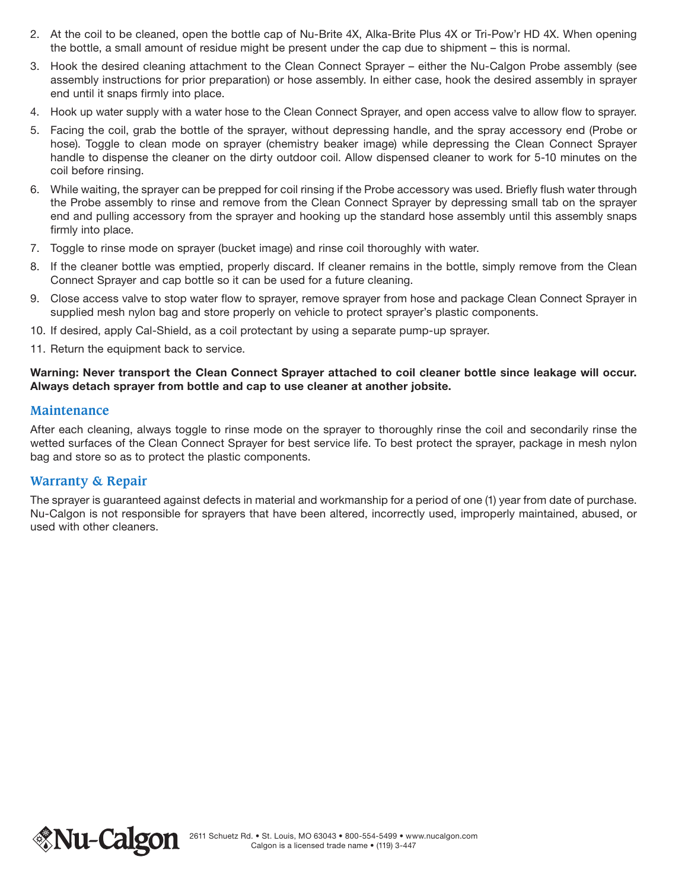2. At the coil to be cleaned, open the bottle cap of Nu-Brite 4X, Alka-Brite Plus 4X or Tri-Pow'r HD 4X. When opening the bottle, a small amount of residue might be present under the cap due to shipment – this is normal.
3. Hook the desired cleaning attachment to the Clean Connect Sprayer – either the Nu-Calgon Probe assembly (see assembly instructions for prior preparation) or hose assembly. In either case, hook the desired assembly in sprayer end until it snaps firmly into place.
4. Hook up water supply with a water hose to the Clean Connect Sprayer, and open access valve to allow flow to sprayer.
5. Facing the coil, grab the bottle of the sprayer, without depressing handle, and the spray accessory end (Probe or hose). Toggle to clean mode on sprayer (chemistry beaker image) while depressing the Clean Connect Sprayer handle to dispense the cleaner on the dirty outdoor coil. Allow dispensed cleaner to work for 5-10 minutes on the coil before rinsing.
6. While waiting, the sprayer can be prepped for coil rinsing if the Probe accessory was used. Briefly flush water through the Probe assembly to rinse and remove from the Clean Connect Sprayer by depressing small tab on the sprayer end and pulling accessory from the sprayer and hooking up the standard hose assembly until this assembly snaps firmly into place.
7. Toggle to rinse mode on sprayer (bucket image) and rinse coil thoroughly with water.
8. If the cleaner bottle was emptied, properly discard. If cleaner remains in the bottle, simply remove from the Clean Connect Sprayer and cap bottle so it can be used for a future cleaning.
9. Close access valve to stop water flow to sprayer, remove sprayer from hose and package Clean Connect Sprayer in supplied mesh nylon bag and store properly on vehicle to protect sprayer's plastic components.
10. If desired, apply Cal-Shield, as a coil protectant by using a separate pump-up sprayer.
11. Return the equipment back to service.

**Warning: Never transport the Clean Connect Sprayer attached to coil cleaner bottle since leakage will occur. Always detach sprayer from bottle and cap to use cleaner at another jobsite.**

## Maintenance

After each cleaning, always toggle to rinse mode on the sprayer to thoroughly rinse the coil and secondarily rinse the wetted surfaces of the Clean Connect Sprayer for best service life. To best protect the sprayer, package in mesh nylon bag and store so as to protect the plastic components.

## Warranty & Repair

The sprayer is guaranteed against defects in material and workmanship for a period of one (1) year from date of purchase. Nu-Calgon is not responsible for sprayers that have been altered, incorrectly used, improperly maintained, abused, or used with other cleaners.

Nu-Calgon

2611 Schuetz Rd. • St. Louis, MO 63043 • 800-554-5499 • www.nucalgon.com
Calgon is a licensed trade name • (119) 3-447